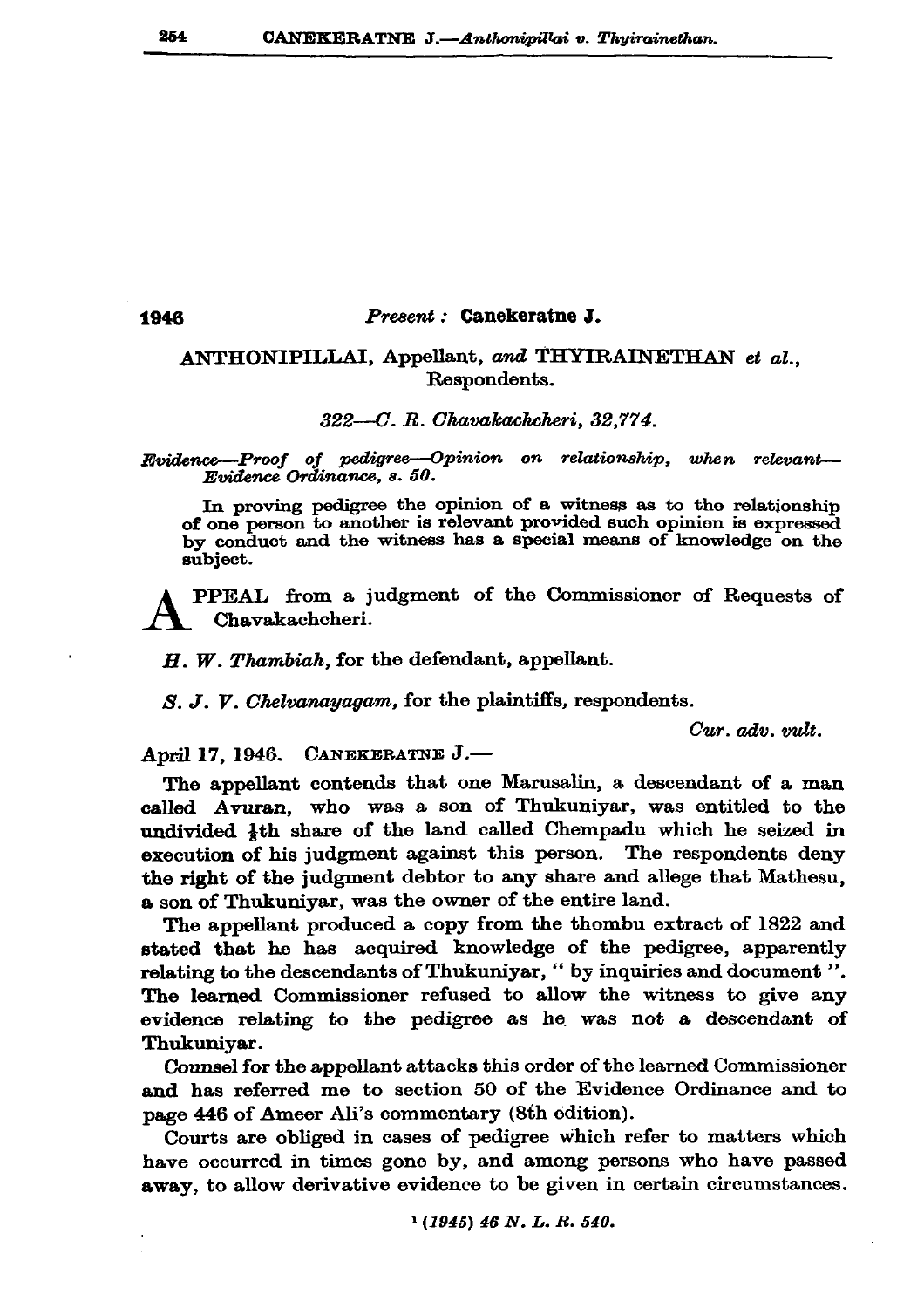**1946** *Present :* **Canekeratne J.**

ANTHONIPILLAI, Appellant, *and* THYIRAINETHAN *et al.*, Respondents.

*322—C. R. Chavakachcheri, 32,774.*

*Evidence—Proof of pedigree—Opinion on relationship, when relevant—Evidence Ordinance, s. 50.*

In proving pedigree the opinion of a witness as to the relationship of one person to another is relevant provided such opinion is expressed by conduct and the witness has a special means of knowledge on the subject.

APPEAL from a judgment of the Commissioner of Requests of Chavakachcheri.

*H. W. Thambiah*, for the defendant, appellant.

*S. J. V. Chelvanayagam*, for the plaintiffs, respondents.

*Cur. adv. vult.*

April 17, 1946. CANEKERATNE J.—

The appellant contends that one Marusalin, a descendant of a man called Avuran, who was a son of Thukuniyar, was entitled to the undivided ⅛th share of the land called Chempadu which he seized in execution of his judgment against this person. The respondents deny the right of the judgment debtor to any share and allege that Mathesu, a son of Thukuniyar, was the owner of the entire land.

The appellant produced a copy from the thombu extract of 1822 and stated that he has acquired knowledge of the pedigree, apparently relating to the descendants of Thukuniyar, " by inquiries and document ". The learned Commissioner refused to allow the witness to give any evidence relating to the pedigree as he was not a descendant of Thukuniyar.

Counsel for the appellant attacks this order of the learned Commissioner and has referred me to section 50 of the Evidence Ordinance and to page 446 of Ameer Ali's commentary (8th edition).

Courts are obliged in cases of pedigree which refer to matters which have occurred in times gone by, and among persons who have passed away, to allow derivative evidence to be given in certain circumstances.

[1] *(1945) 46 N. L. R. 540.*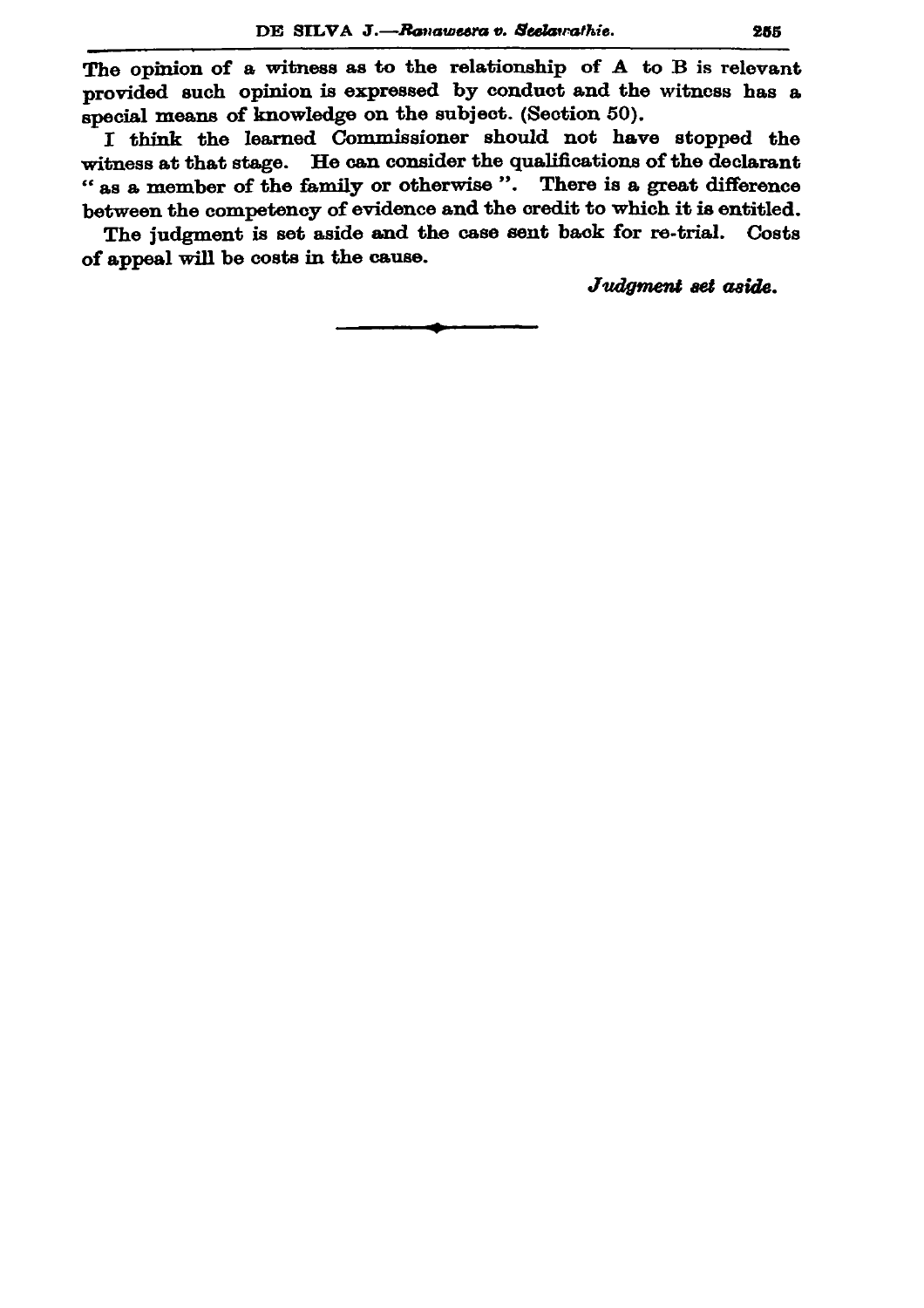The opinion of a witness as to the relationship of A to B is relevant provided such opinion is expressed by conduct and the witness has a special means of knowledge on the subject. (Section 50).

I think the learned Commissioner should not have stopped the witness at that stage. He can consider the qualifications of the declarant "as a member of the family or otherwise". There is a great difference between the competency of evidence and the credit to which it is entitled.

The judgment is set aside and the case sent back for re-trial. Costs of appeal will be costs in the cause.

*Judgment set aside.*